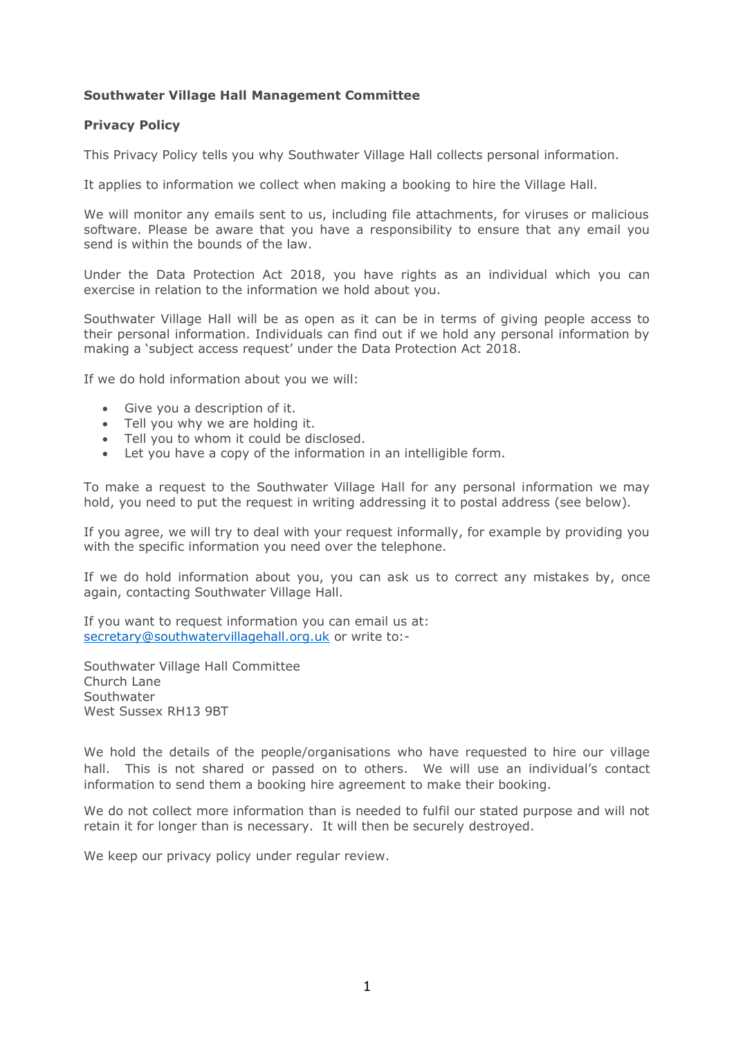**Southwater Village Hall Management Committee**

**Privacy Policy**

This Privacy Policy tells you why Southwater Village Hall collects personal information.

It applies to information we collect when making a booking to hire the Village Hall.

We will monitor any emails sent to us, including file attachments, for viruses or malicious software. Please be aware that you have a responsibility to ensure that any email you send is within the bounds of the law.

Under the Data Protection Act 2018, you have rights as an individual which you can exercise in relation to the information we hold about you.

Southwater Village Hall will be as open as it can be in terms of giving people access to their personal information. Individuals can find out if we hold any personal information by making a 'subject access request' under the Data Protection Act 2018.

If we do hold information about you we will:

- Give you a description of it.
- Tell you why we are holding it.
- Tell you to whom it could be disclosed.
- Let you have a copy of the information in an intelligible form.

To make a request to the Southwater Village Hall for any personal information we may hold, you need to put the request in writing addressing it to postal address (see below).

If you agree, we will try to deal with your request informally, for example by providing you with the specific information you need over the telephone.

If we do hold information about you, you can ask us to correct any mistakes by, once again, contacting Southwater Village Hall.

If you want to request information you can email us at: secretary@southwatervillagehall.org.uk or write to:-

Southwater Village Hall Committee
Church Lane
Southwater
West Sussex RH13 9BT

We hold the details of the people/organisations who have requested to hire our village hall. This is not shared or passed on to others. We will use an individual's contact information to send them a booking hire agreement to make their booking.

We do not collect more information than is needed to fulfil our stated purpose and will not retain it for longer than is necessary. It will then be securely destroyed.

We keep our privacy policy under regular review.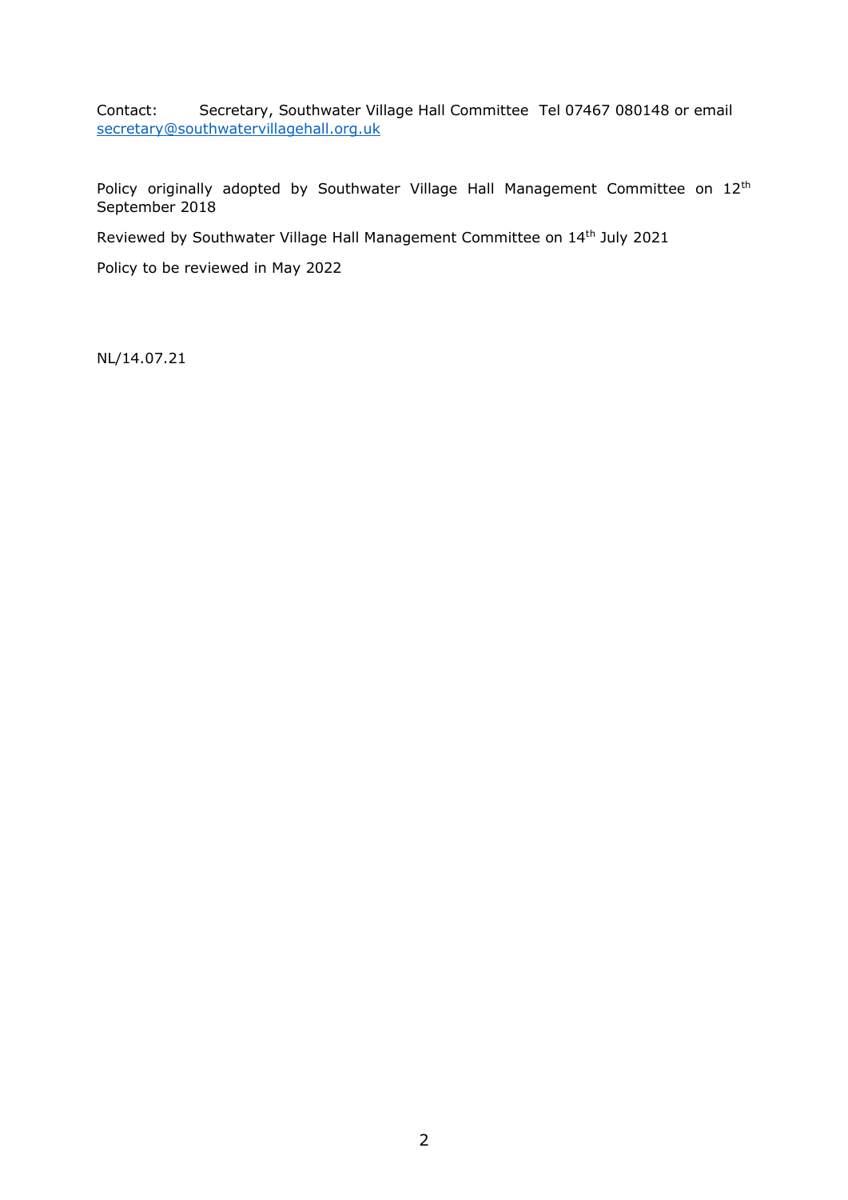Contact: Secretary, Southwater Village Hall Committee Tel 07467 080148 or email secretary@southwatervillagehall.org.uk

Policy originally adopted by Southwater Village Hall Management Committee on 12th September 2018

Reviewed by Southwater Village Hall Management Committee on 14th July 2021

Policy to be reviewed in May 2022

NL/14.07.21